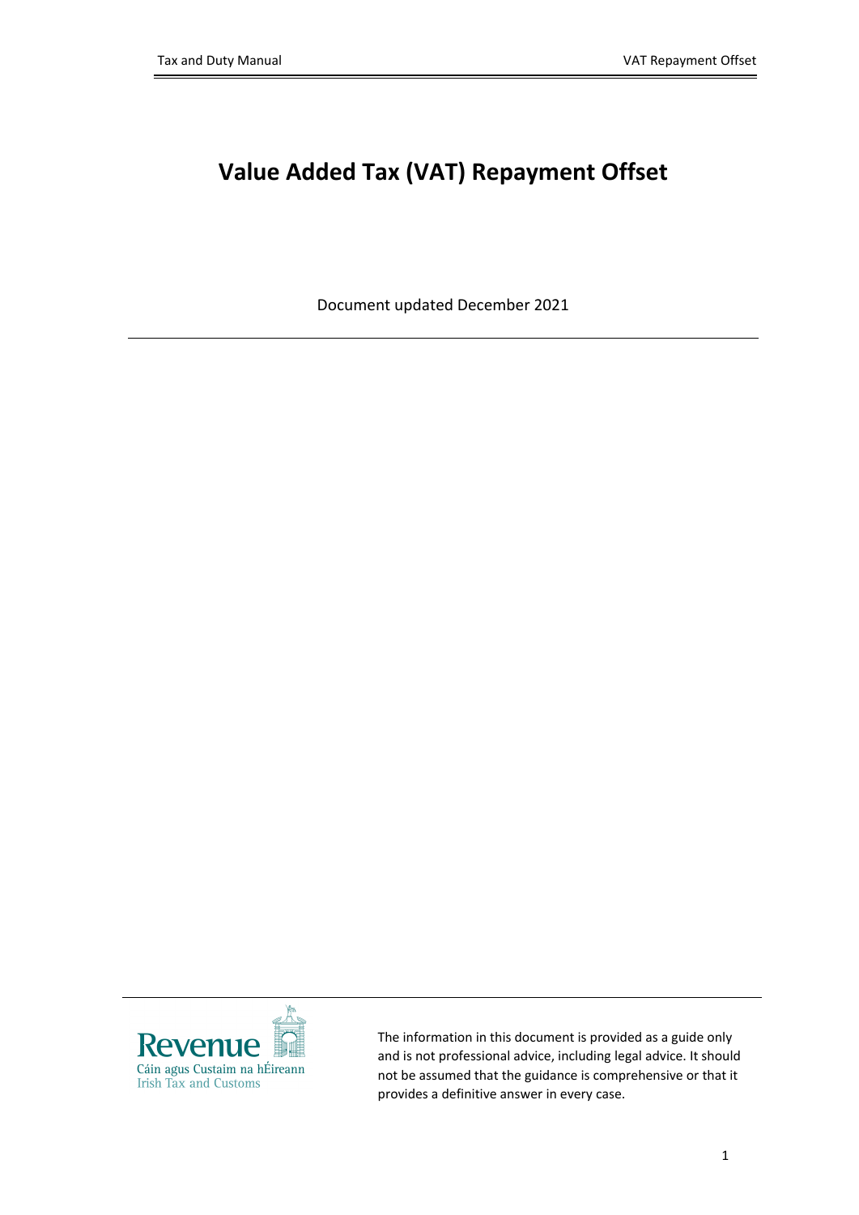# Value Added Tax (VAT) Repayment Offset

Document updated December 2021

---

Revenue
Cáin agus Custaim na hÉireann
Irish Tax and Customs

The information in this document is provided as a guide only and is not professional advice, including legal advice. It should not be assumed that the guidance is comprehensive or that it provides a definitive answer in every case.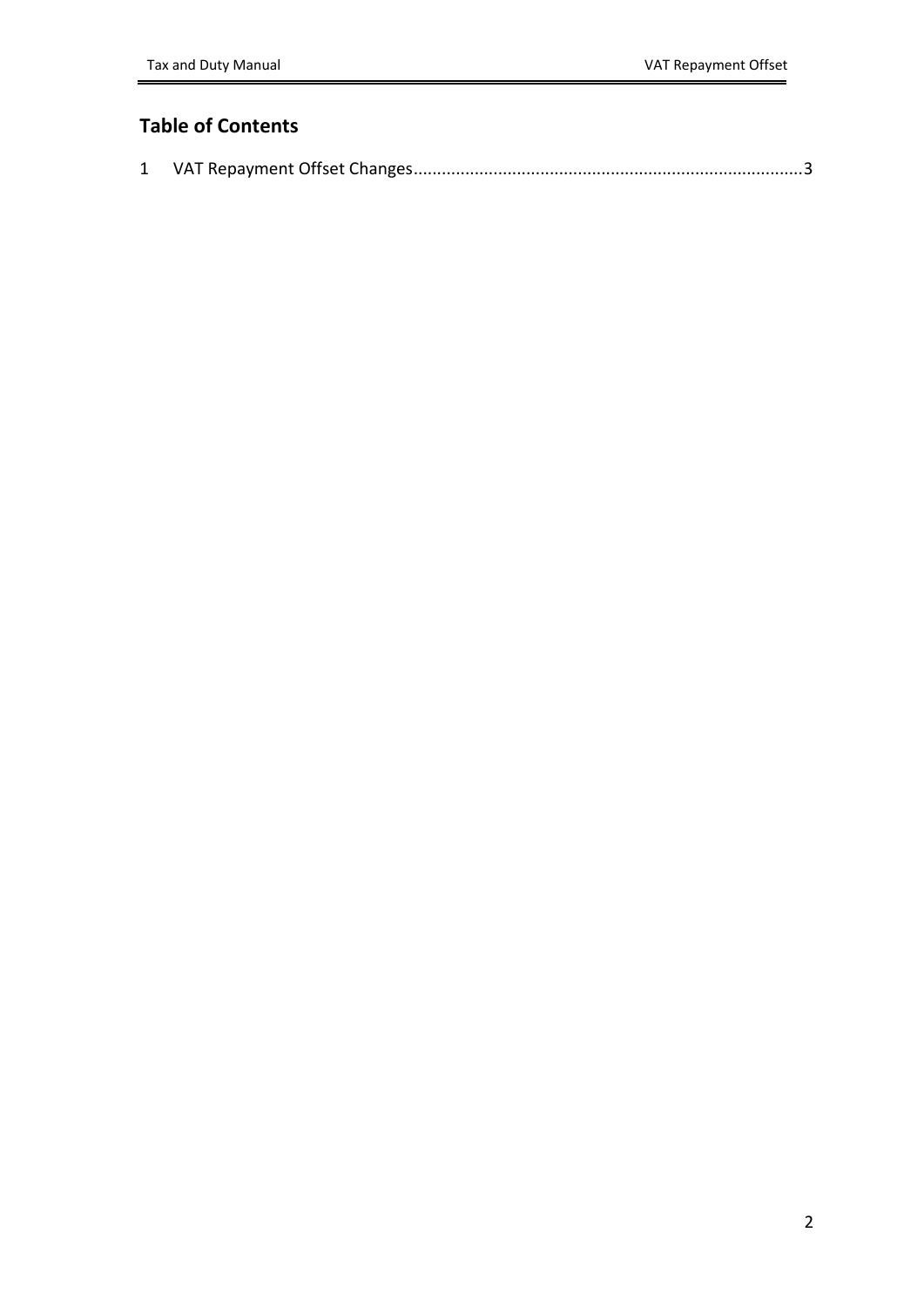## Table of Contents

1 VAT Repayment Offset Changes....................................................................................3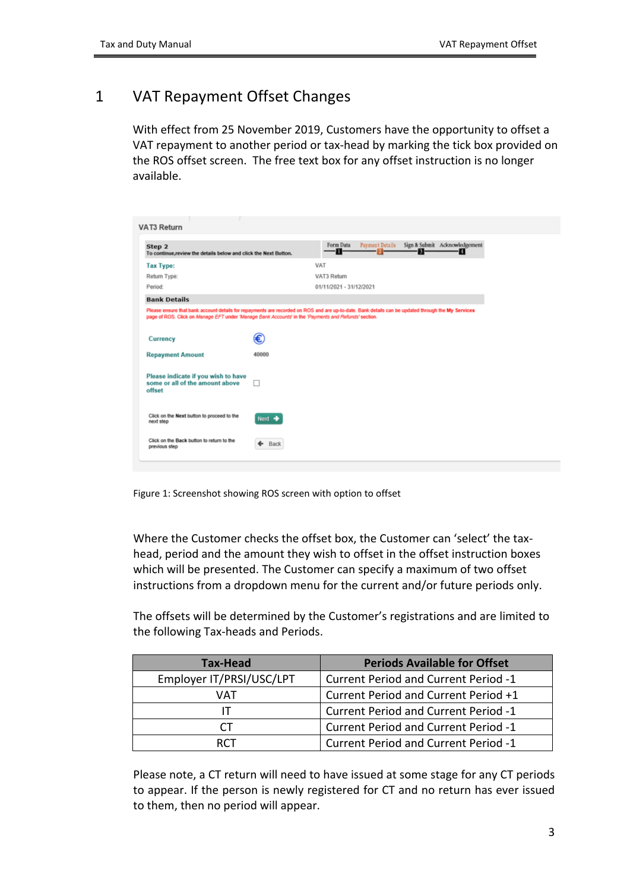# 1 VAT Repayment Offset Changes

With effect from 25 November 2019, Customers have the opportunity to offset a VAT repayment to another period or tax-head by marking the tick box provided on the ROS offset screen. The free text box for any offset instruction is no longer available.

Figure 1: Screenshot showing ROS screen with option to offset

Where the Customer checks the offset box, the Customer can 'select' the tax-head, period and the amount they wish to offset in the offset instruction boxes which will be presented. The Customer can specify a maximum of two offset instructions from a dropdown menu for the current and/or future periods only.

The offsets will be determined by the Customer's registrations and are limited to the following Tax-heads and Periods.

| Tax-Head | Periods Available for Offset |
|---|---|
| Employer IT/PRSI/USC/LPT | Current Period and Current Period -1 |
| VAT | Current Period and Current Period +1 |
| IT | Current Period and Current Period -1 |
| CT | Current Period and Current Period -1 |
| RCT | Current Period and Current Period -1 |

Please note, a CT return will need to have issued at some stage for any CT periods to appear. If the person is newly registered for CT and no return has ever issued to them, then no period will appear.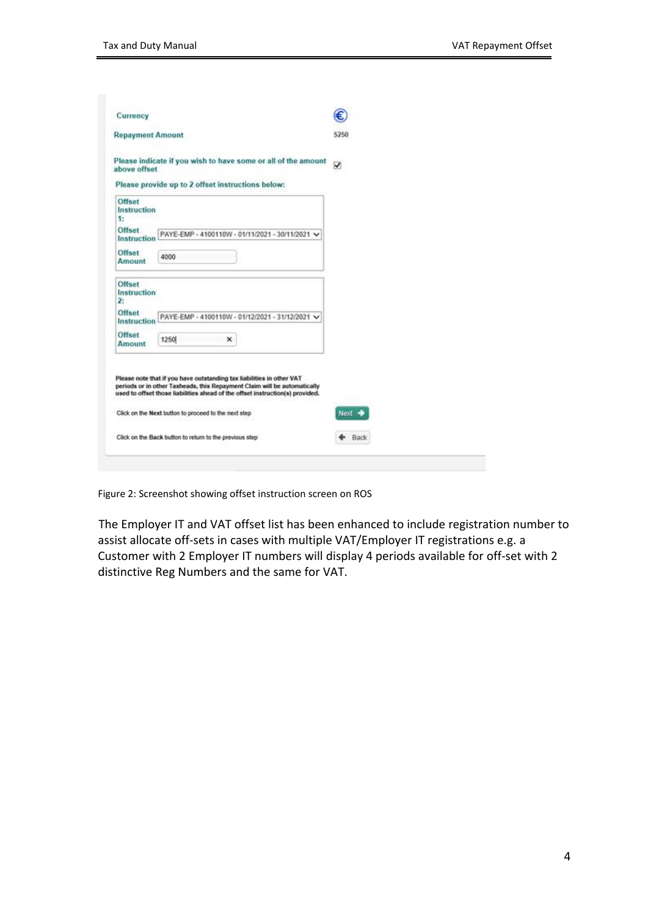Currency €

Repayment Amount 5250

Please indicate if you wish to have some or all of the amount above offset ☑

Please provide up to 2 offset instructions below:

Offset Instruction 1:

Offset Instruction: PAYE-EMP - 4100110W - 01/11/2021 - 30/11/2021

Offset Amount: 4000

Offset Instruction 2:

Offset Instruction: PAYE-EMP - 4100110W - 01/12/2021 - 31/12/2021

Offset Amount: 1250

Please note that if you have outstanding tax liabilities in other VAT periods or in other Taxheads, this Repayment Claim will be automatically used to offset those liabilities ahead of the offset instruction(s) provided.

Click on the **Next** button to proceed to the next step — Next

Click on the **Back** button to return to the previous step — Back

Figure 2: Screenshot showing offset instruction screen on ROS

The Employer IT and VAT offset list has been enhanced to include registration number to assist allocate off-sets in cases with multiple VAT/Employer IT registrations e.g. a Customer with 2 Employer IT numbers will display 4 periods available for off-set with 2 distinctive Reg Numbers and the same for VAT.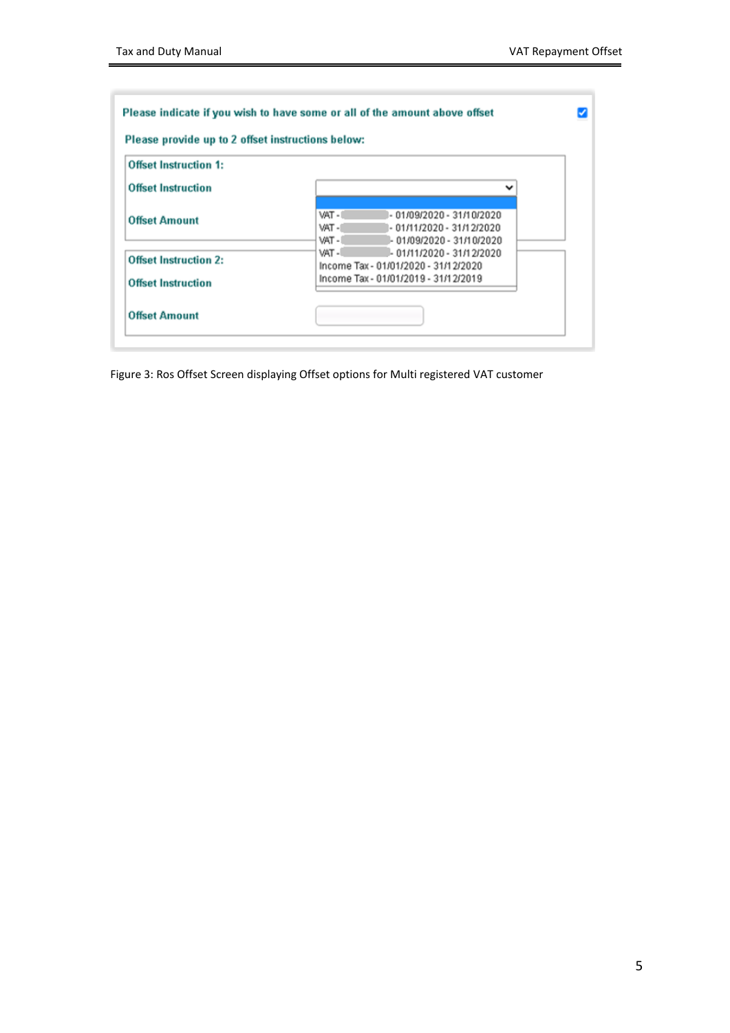Please indicate if you wish to have some or all of the amount above offset

Please provide up to 2 offset instructions below:

**Offset Instruction 1:**

Offset Instruction

- VAT - - 01/09/2020 - 31/10/2020
- VAT - - 01/11/2020 - 31/12/2020
- VAT - - 01/09/2020 - 31/10/2020
- VAT - - 01/11/2020 - 31/12/2020
- Income Tax - 01/01/2020 - 31/12/2020
- Income Tax - 01/01/2019 - 31/12/2019

Offset Amount

**Offset Instruction 2:**

Offset Instruction

Offset Amount

Figure 3: Ros Offset Screen displaying Offset options for Multi registered VAT customer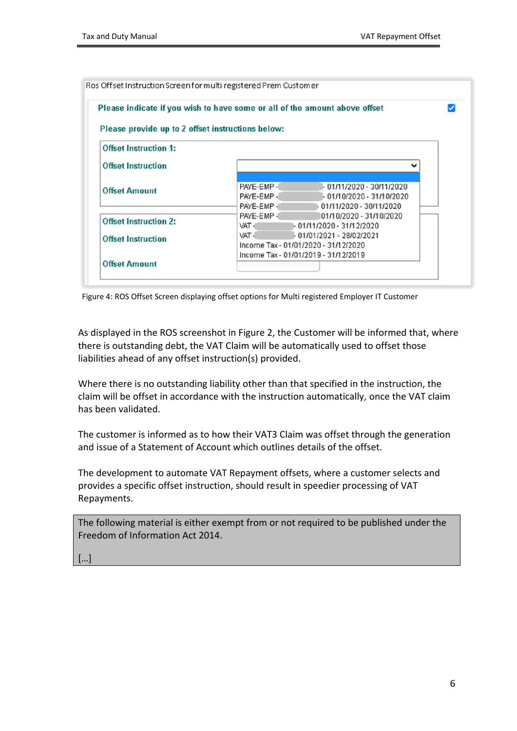Ros Offset Instruction Screen for multi registered Prem Customer

Please indicate if you wish to have some or all of the amount above offset

Please provide up to 2 offset instructions below:

Offset Instruction 1:

Offset Instruction

Offset Amount

Offset Instruction 2:

Offset Instruction

Offset Amount

PAYE-EMP - - 01/11/2020 - 30/11/2020
PAYE-EMP - - 01/10/2020 - 31/10/2020
PAYE-EMP - - 01/11/2020 - 30/11/2020
PAYE-EMP - 01/10/2020 - 31/10/2020
VAT - - 01/11/2020 - 31/12/2020
VAT - - 01/01/2021 - 28/02/2021
Income Tax - 01/01/2020 - 31/12/2020
Income Tax - 01/01/2019 - 31/12/2019

Figure 4: ROS Offset Screen displaying offset options for Multi registered Employer IT Customer

As displayed in the ROS screenshot in Figure 2, the Customer will be informed that, where there is outstanding debt, the VAT Claim will be automatically used to offset those liabilities ahead of any offset instruction(s) provided.

Where there is no outstanding liability other than that specified in the instruction, the claim will be offset in accordance with the instruction automatically, once the VAT claim has been validated.

The customer is informed as to how their VAT3 Claim was offset through the generation and issue of a Statement of Account which outlines details of the offset.

The development to automate VAT Repayment offsets, where a customer selects and provides a specific offset instruction, should result in speedier processing of VAT Repayments.

The following material is either exempt from or not required to be published under the Freedom of Information Act 2014.

[…]